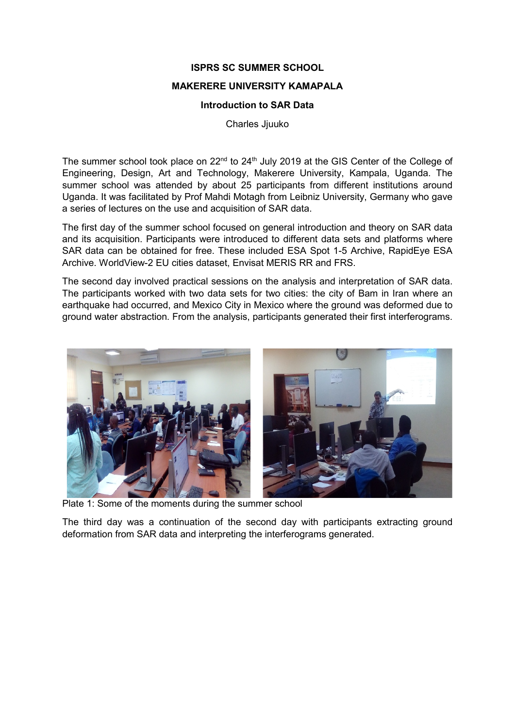**ISPRS SC SUMMER SCHOOL**

**MAKERERE UNIVERSITY KAMAPALA**

**Introduction to SAR Data**

Charles Jjuuko

The summer school took place on 22nd to 24th July 2019 at the GIS Center of the College of Engineering, Design, Art and Technology, Makerere University, Kampala, Uganda. The summer school was attended by about 25 participants from different institutions around Uganda. It was facilitated by Prof Mahdi Motagh from Leibniz University, Germany who gave a series of lectures on the use and acquisition of SAR data.

The first day of the summer school focused on general introduction and theory on SAR data and its acquisition. Participants were introduced to different data sets and platforms where SAR data can be obtained for free. These included ESA Spot 1-5 Archive, RapidEye ESA Archive. WorldView-2 EU cities dataset, Envisat MERIS RR and FRS.

The second day involved practical sessions on the analysis and interpretation of SAR data. The participants worked with two data sets for two cities: the city of Bam in Iran where an earthquake had occurred, and Mexico City in Mexico where the ground was deformed due to ground water abstraction. From the analysis, participants generated their first interferograms.

Plate 1: Some of the moments during the summer school

The third day was a continuation of the second day with participants extracting ground deformation from SAR data and interpreting the interferograms generated.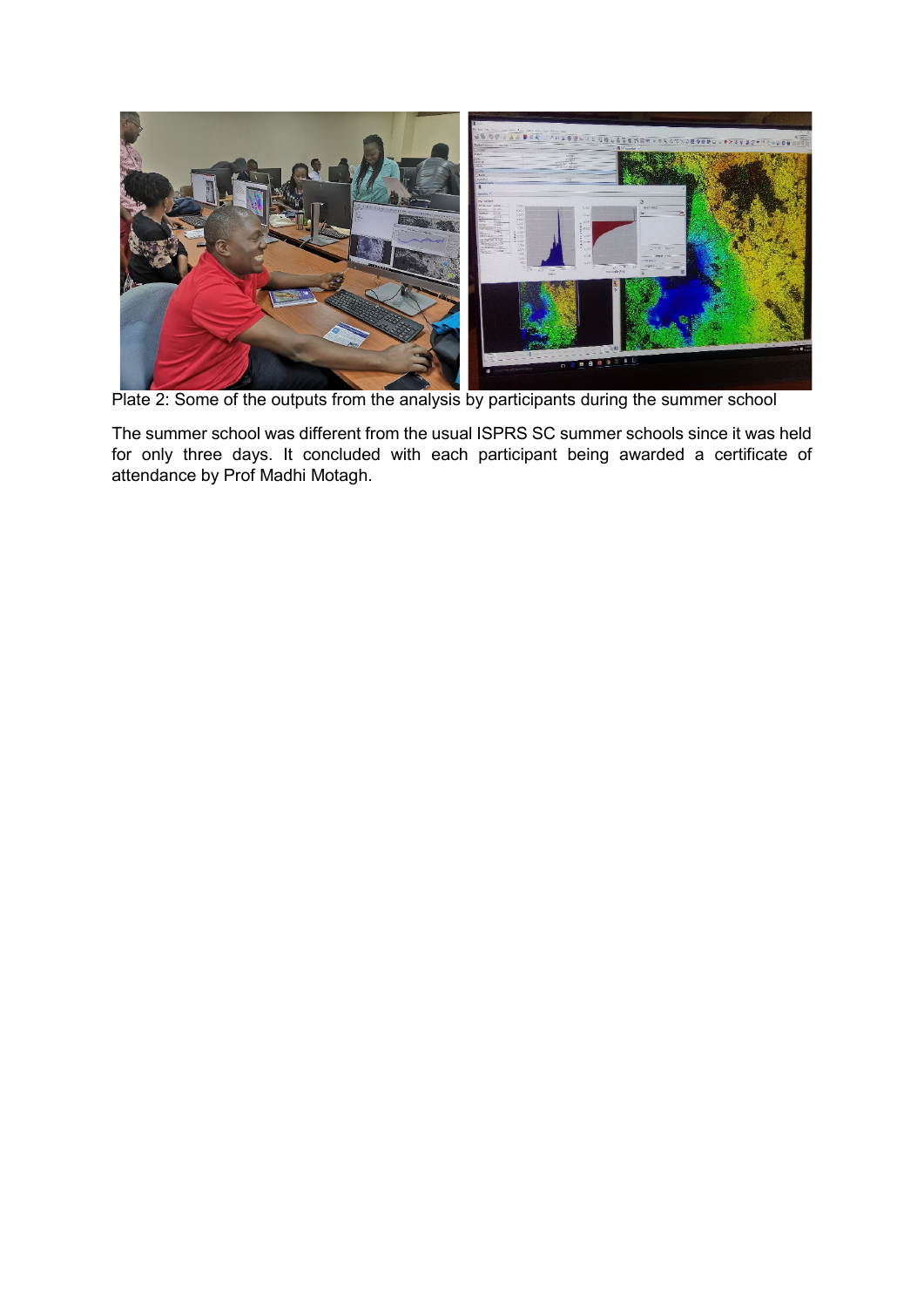Plate 2: Some of the outputs from the analysis by participants during the summer school

The summer school was different from the usual ISPRS SC summer schools since it was held for only three days. It concluded with each participant being awarded a certificate of attendance by Prof Madhi Motagh.